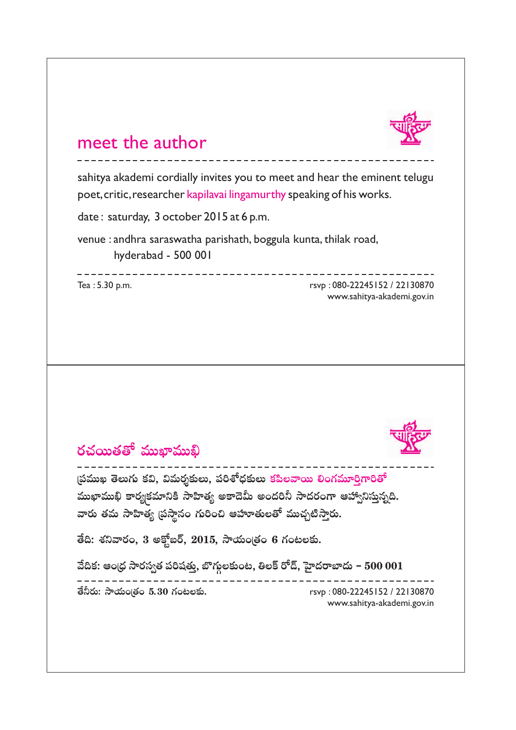# meet the author

sahitya akademi cordially invites you to meet and hear the eminent telugu poet, critic, researcher kapilavai lingamurthy speaking of his works.

date : saturday, 3 october 2015 at 6 p.m.

venue : andhra saraswatha parishath, boggula kunta, thilak road, hyderabad - 500 001

Tea : 5.30 p.m.

rsvp : 080-22245152 / 22130870
www.sahitya-akademi.gov.in

---

# రచయితతో ముఖాముఖి

ప్రముఖ తెలుగు కవి, విమర్శకులు, పరిశోధకులు కపిలవాయి లింగమూర్తిగారితో ముఖాముఖి కార్యక్రమానికి సాహిత్య అకాదెమీ అందరినీ సాదరంగా ఆహ్వానిస్తున్నది. వారు తమ సాహిత్య ప్రస్థానం గురించి ఆహూతులతో ముచ్చటిస్తారు.

తేది: శనివారం, 3 అక్టోబర్, 2015, సాయంత్రం 6 గంటలకు.

వేదిక: ఆంధ్ర సారస్వత పరిషత్తు, బొగ్గులకుంట, తిలక్ రోడ్, హైదరాబాదు – 500 001

తేనీరు: సాయంత్రం 5.30 గంటలకు.

rsvp : 080-22245152 / 22130870
www.sahitya-akademi.gov.in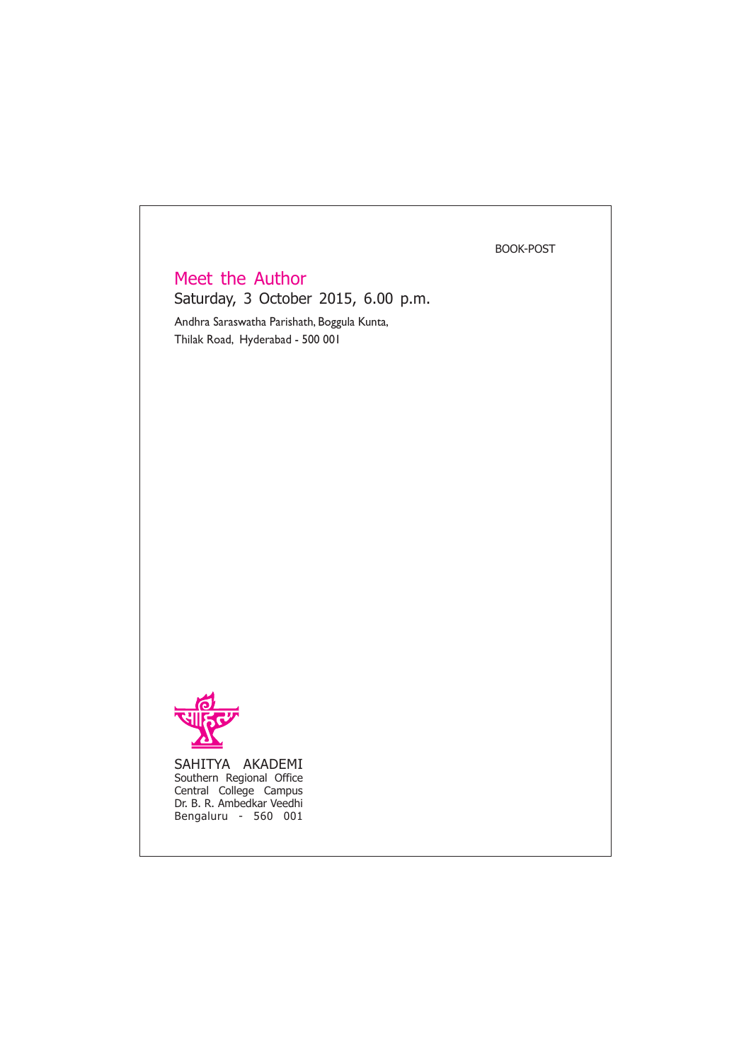BOOK-POST

## Meet the Author

Saturday, 3 October 2015, 6.00 p.m.

Andhra Saraswatha Parishath, Boggula Kunta,
Thilak Road, Hyderabad - 500 001

SAHITYA AKADEMI
Southern Regional Office
Central College Campus
Dr. B. R. Ambedkar Veedhi
Bengaluru - 560 001